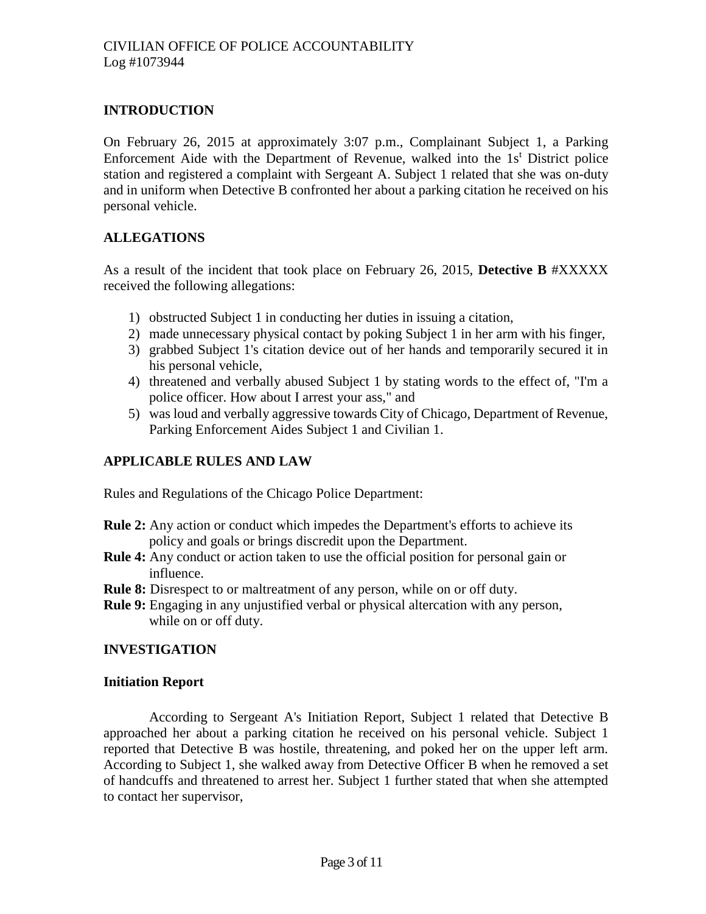CIVILIAN OFFICE OF POLICE ACCOUNTABILITY
Log #1073944

## INTRODUCTION

On February 26, 2015 at approximately 3:07 p.m., Complainant Subject 1, a Parking Enforcement Aide with the Department of Revenue, walked into the 1s[t] District police station and registered a complaint with Sergeant A. Subject 1 related that she was on-duty and in uniform when Detective B confronted her about a parking citation he received on his personal vehicle.

## ALLEGATIONS

As a result of the incident that took place on February 26, 2015, **Detective B** #XXXXX received the following allegations:

1) obstructed Subject 1 in conducting her duties in issuing a citation,
2) made unnecessary physical contact by poking Subject 1 in her arm with his finger,
3) grabbed Subject 1's citation device out of her hands and temporarily secured it in his personal vehicle,
4) threatened and verbally abused Subject 1 by stating words to the effect of, "I'm a police officer. How about I arrest your ass," and
5) was loud and verbally aggressive towards City of Chicago, Department of Revenue, Parking Enforcement Aides Subject 1 and Civilian 1.

## APPLICABLE RULES AND LAW

Rules and Regulations of the Chicago Police Department:

**Rule 2:** Any action or conduct which impedes the Department's efforts to achieve its policy and goals or brings discredit upon the Department.
**Rule 4:** Any conduct or action taken to use the official position for personal gain or influence.
**Rule 8:** Disrespect to or maltreatment of any person, while on or off duty.
**Rule 9:** Engaging in any unjustified verbal or physical altercation with any person, while on or off duty.

## INVESTIGATION

### Initiation Report

According to Sergeant A's Initiation Report, Subject 1 related that Detective B approached her about a parking citation he received on his personal vehicle. Subject 1 reported that Detective B was hostile, threatening, and poked her on the upper left arm. According to Subject 1, she walked away from Detective Officer B when he removed a set of handcuffs and threatened to arrest her. Subject 1 further stated that when she attempted to contact her supervisor,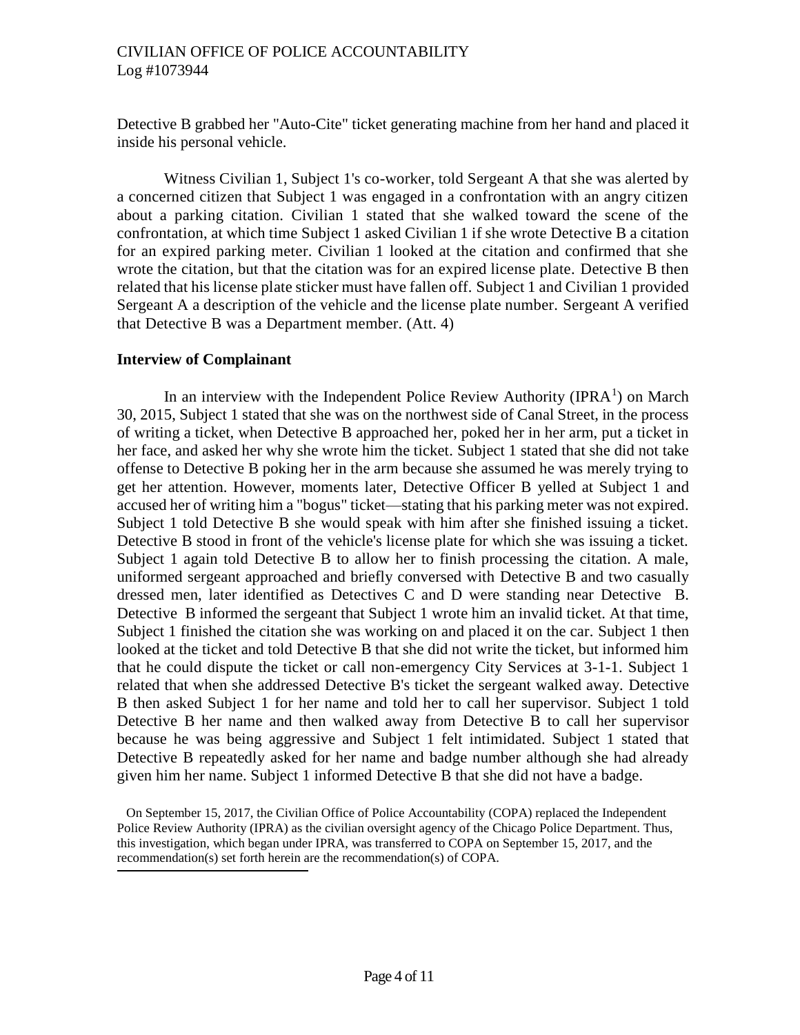Detective B grabbed her "Auto-Cite" ticket generating machine from her hand and placed it inside his personal vehicle.

Witness Civilian 1, Subject 1's co-worker, told Sergeant A that she was alerted by a concerned citizen that Subject 1 was engaged in a confrontation with an angry citizen about a parking citation. Civilian 1 stated that she walked toward the scene of the confrontation, at which time Subject 1 asked Civilian 1 if she wrote Detective B a citation for an expired parking meter. Civilian 1 looked at the citation and confirmed that she wrote the citation, but that the citation was for an expired license plate. Detective B then related that his license plate sticker must have fallen off. Subject 1 and Civilian 1 provided Sergeant A a description of the vehicle and the license plate number. Sergeant A verified that Detective B was a Department member. (Att. 4)

**Interview of Complainant**

In an interview with the Independent Police Review Authority (IPRA[1]) on March 30, 2015, Subject 1 stated that she was on the northwest side of Canal Street, in the process of writing a ticket, when Detective B approached her, poked her in her arm, put a ticket in her face, and asked her why she wrote him the ticket. Subject 1 stated that she did not take offense to Detective B poking her in the arm because she assumed he was merely trying to get her attention. However, moments later, Detective Officer B yelled at Subject 1 and accused her of writing him a "bogus" ticket—stating that his parking meter was not expired. Subject 1 told Detective B she would speak with him after she finished issuing a ticket. Detective B stood in front of the vehicle's license plate for which she was issuing a ticket. Subject 1 again told Detective B to allow her to finish processing the citation. A male, uniformed sergeant approached and briefly conversed with Detective B and two casually dressed men, later identified as Detectives C and D were standing near Detective B. Detective B informed the sergeant that Subject 1 wrote him an invalid ticket. At that time, Subject 1 finished the citation she was working on and placed it on the car. Subject 1 then looked at the ticket and told Detective B that she did not write the ticket, but informed him that he could dispute the ticket or call non-emergency City Services at 3-1-1. Subject 1 related that when she addressed Detective B's ticket the sergeant walked away. Detective B then asked Subject 1 for her name and told her to call her supervisor. Subject 1 told Detective B her name and then walked away from Detective B to call her supervisor because he was being aggressive and Subject 1 felt intimidated. Subject 1 stated that Detective B repeatedly asked for her name and badge number although she had already given him her name. Subject 1 informed Detective B that she did not have a badge.

[1] On September 15, 2017, the Civilian Office of Police Accountability (COPA) replaced the Independent Police Review Authority (IPRA) as the civilian oversight agency of the Chicago Police Department. Thus, this investigation, which began under IPRA, was transferred to COPA on September 15, 2017, and the recommendation(s) set forth herein are the recommendation(s) of COPA.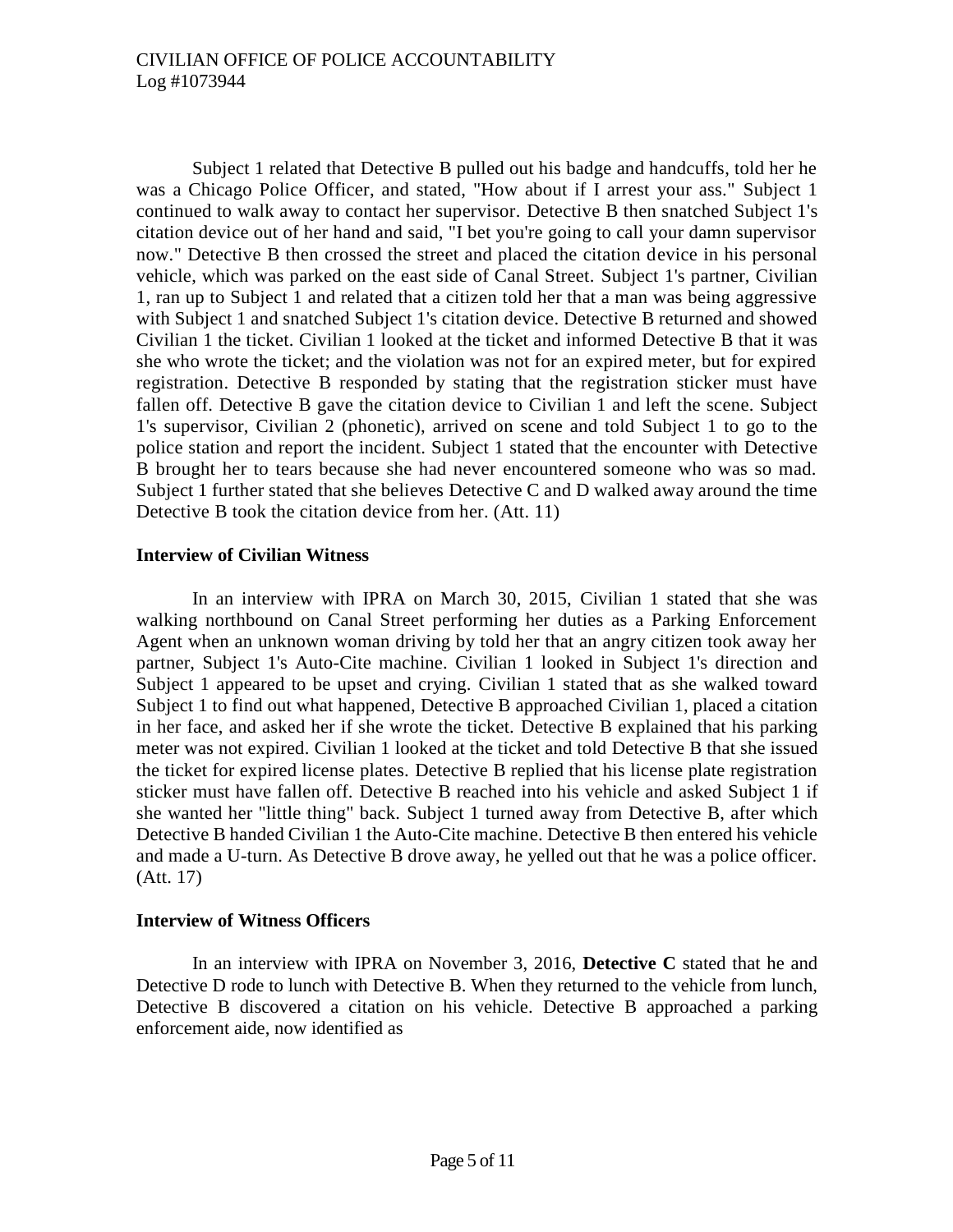Subject 1 related that Detective B pulled out his badge and handcuffs, told her he was a Chicago Police Officer, and stated, "How about if I arrest your ass." Subject 1 continued to walk away to contact her supervisor. Detective B then snatched Subject 1's citation device out of her hand and said, "I bet you're going to call your damn supervisor now." Detective B then crossed the street and placed the citation device in his personal vehicle, which was parked on the east side of Canal Street. Subject 1's partner, Civilian 1, ran up to Subject 1 and related that a citizen told her that a man was being aggressive with Subject 1 and snatched Subject 1's citation device. Detective B returned and showed Civilian 1 the ticket. Civilian 1 looked at the ticket and informed Detective B that it was she who wrote the ticket; and the violation was not for an expired meter, but for expired registration. Detective B responded by stating that the registration sticker must have fallen off. Detective B gave the citation device to Civilian 1 and left the scene. Subject 1's supervisor, Civilian 2 (phonetic), arrived on scene and told Subject 1 to go to the police station and report the incident. Subject 1 stated that the encounter with Detective B brought her to tears because she had never encountered someone who was so mad. Subject 1 further stated that she believes Detective C and D walked away around the time Detective B took the citation device from her. (Att. 11)

### Interview of Civilian Witness

In an interview with IPRA on March 30, 2015, Civilian 1 stated that she was walking northbound on Canal Street performing her duties as a Parking Enforcement Agent when an unknown woman driving by told her that an angry citizen took away her partner, Subject 1's Auto-Cite machine. Civilian 1 looked in Subject 1's direction and Subject 1 appeared to be upset and crying. Civilian 1 stated that as she walked toward Subject 1 to find out what happened, Detective B approached Civilian 1, placed a citation in her face, and asked her if she wrote the ticket. Detective B explained that his parking meter was not expired. Civilian 1 looked at the ticket and told Detective B that she issued the ticket for expired license plates. Detective B replied that his license plate registration sticker must have fallen off. Detective B reached into his vehicle and asked Subject 1 if she wanted her "little thing" back. Subject 1 turned away from Detective B, after which Detective B handed Civilian 1 the Auto-Cite machine. Detective B then entered his vehicle and made a U-turn. As Detective B drove away, he yelled out that he was a police officer. (Att. 17)

### Interview of Witness Officers

In an interview with IPRA on November 3, 2016, **Detective C** stated that he and Detective D rode to lunch with Detective B. When they returned to the vehicle from lunch, Detective B discovered a citation on his vehicle. Detective B approached a parking enforcement aide, now identified as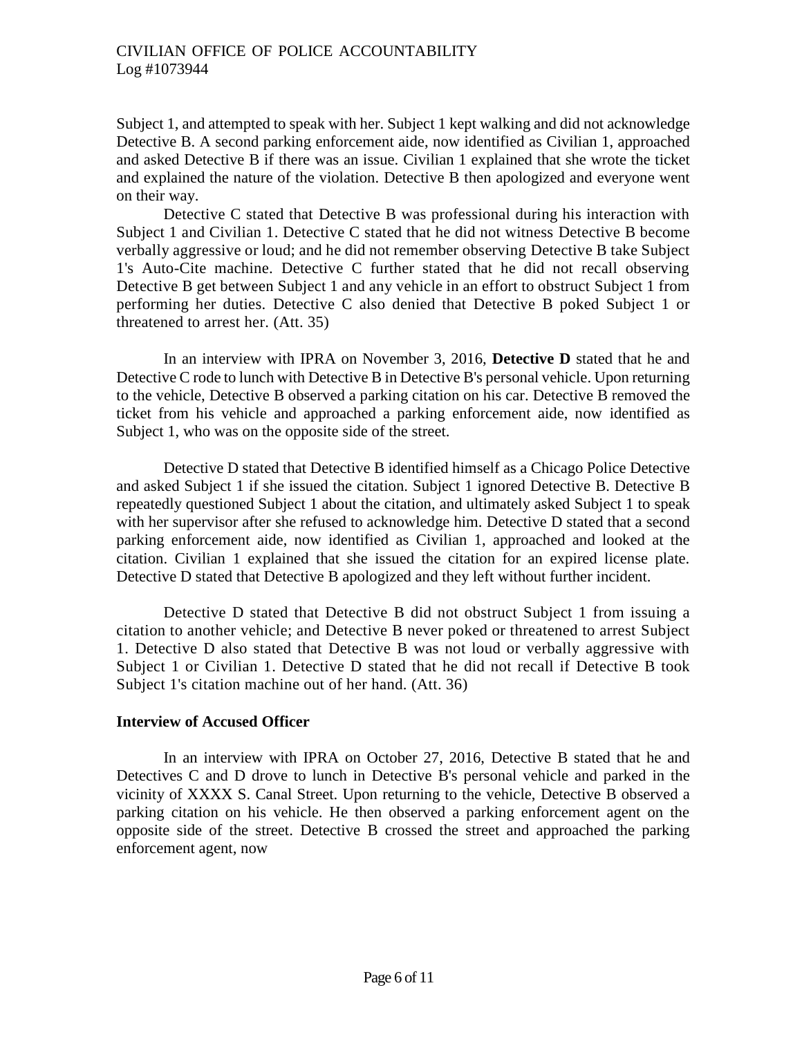Subject 1, and attempted to speak with her. Subject 1 kept walking and did not acknowledge Detective B. A second parking enforcement aide, now identified as Civilian 1, approached and asked Detective B if there was an issue. Civilian 1 explained that she wrote the ticket and explained the nature of the violation. Detective B then apologized and everyone went on their way.

Detective C stated that Detective B was professional during his interaction with Subject 1 and Civilian 1. Detective C stated that he did not witness Detective B become verbally aggressive or loud; and he did not remember observing Detective B take Subject 1's Auto-Cite machine. Detective C further stated that he did not recall observing Detective B get between Subject 1 and any vehicle in an effort to obstruct Subject 1 from performing her duties. Detective C also denied that Detective B poked Subject 1 or threatened to arrest her. (Att. 35)

In an interview with IPRA on November 3, 2016, **Detective D** stated that he and Detective C rode to lunch with Detective B in Detective B's personal vehicle. Upon returning to the vehicle, Detective B observed a parking citation on his car. Detective B removed the ticket from his vehicle and approached a parking enforcement aide, now identified as Subject 1, who was on the opposite side of the street.

Detective D stated that Detective B identified himself as a Chicago Police Detective and asked Subject 1 if she issued the citation. Subject 1 ignored Detective B. Detective B repeatedly questioned Subject 1 about the citation, and ultimately asked Subject 1 to speak with her supervisor after she refused to acknowledge him. Detective D stated that a second parking enforcement aide, now identified as Civilian 1, approached and looked at the citation. Civilian 1 explained that she issued the citation for an expired license plate. Detective D stated that Detective B apologized and they left without further incident.

Detective D stated that Detective B did not obstruct Subject 1 from issuing a citation to another vehicle; and Detective B never poked or threatened to arrest Subject 1. Detective D also stated that Detective B was not loud or verbally aggressive with Subject 1 or Civilian 1. Detective D stated that he did not recall if Detective B took Subject 1's citation machine out of her hand. (Att. 36)

**Interview of Accused Officer**

In an interview with IPRA on October 27, 2016, Detective B stated that he and Detectives C and D drove to lunch in Detective B's personal vehicle and parked in the vicinity of XXXX S. Canal Street. Upon returning to the vehicle, Detective B observed a parking citation on his vehicle. He then observed a parking enforcement agent on the opposite side of the street. Detective B crossed the street and approached the parking enforcement agent, now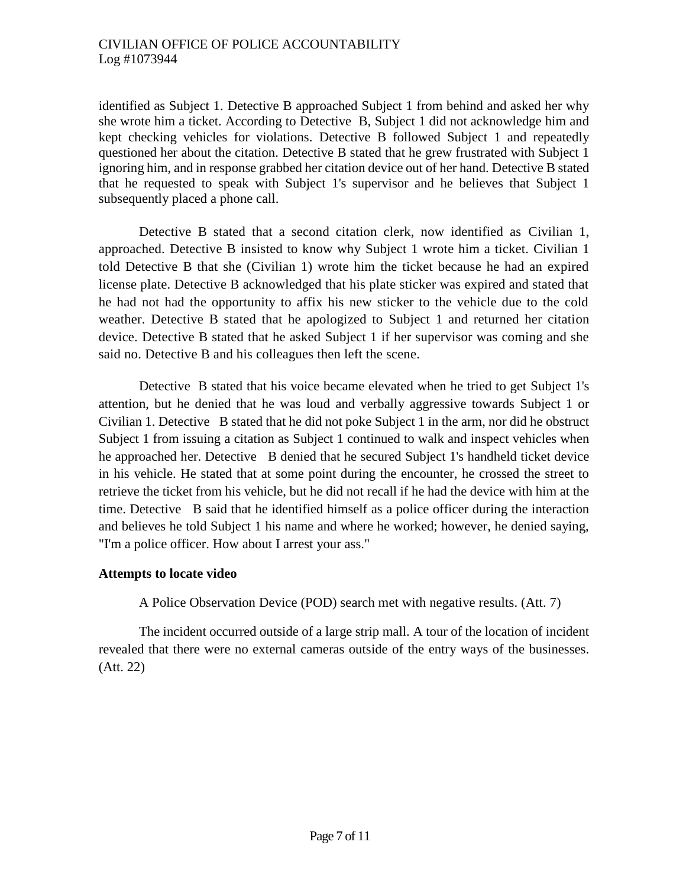identified as Subject 1. Detective B approached Subject 1 from behind and asked her why she wrote him a ticket. According to Detective B, Subject 1 did not acknowledge him and kept checking vehicles for violations. Detective B followed Subject 1 and repeatedly questioned her about the citation. Detective B stated that he grew frustrated with Subject 1 ignoring him, and in response grabbed her citation device out of her hand. Detective B stated that he requested to speak with Subject 1's supervisor and he believes that Subject 1 subsequently placed a phone call.

Detective B stated that a second citation clerk, now identified as Civilian 1, approached. Detective B insisted to know why Subject 1 wrote him a ticket. Civilian 1 told Detective B that she (Civilian 1) wrote him the ticket because he had an expired license plate. Detective B acknowledged that his plate sticker was expired and stated that he had not had the opportunity to affix his new sticker to the vehicle due to the cold weather. Detective B stated that he apologized to Subject 1 and returned her citation device. Detective B stated that he asked Subject 1 if her supervisor was coming and she said no. Detective B and his colleagues then left the scene.

Detective B stated that his voice became elevated when he tried to get Subject 1's attention, but he denied that he was loud and verbally aggressive towards Subject 1 or Civilian 1. Detective B stated that he did not poke Subject 1 in the arm, nor did he obstruct Subject 1 from issuing a citation as Subject 1 continued to walk and inspect vehicles when he approached her. Detective B denied that he secured Subject 1's handheld ticket device in his vehicle. He stated that at some point during the encounter, he crossed the street to retrieve the ticket from his vehicle, but he did not recall if he had the device with him at the time. Detective B said that he identified himself as a police officer during the interaction and believes he told Subject 1 his name and where he worked; however, he denied saying, "I'm a police officer. How about I arrest your ass."

**Attempts to locate video**

A Police Observation Device (POD) search met with negative results. (Att. 7)

The incident occurred outside of a large strip mall. A tour of the location of incident revealed that there were no external cameras outside of the entry ways of the businesses. (Att. 22)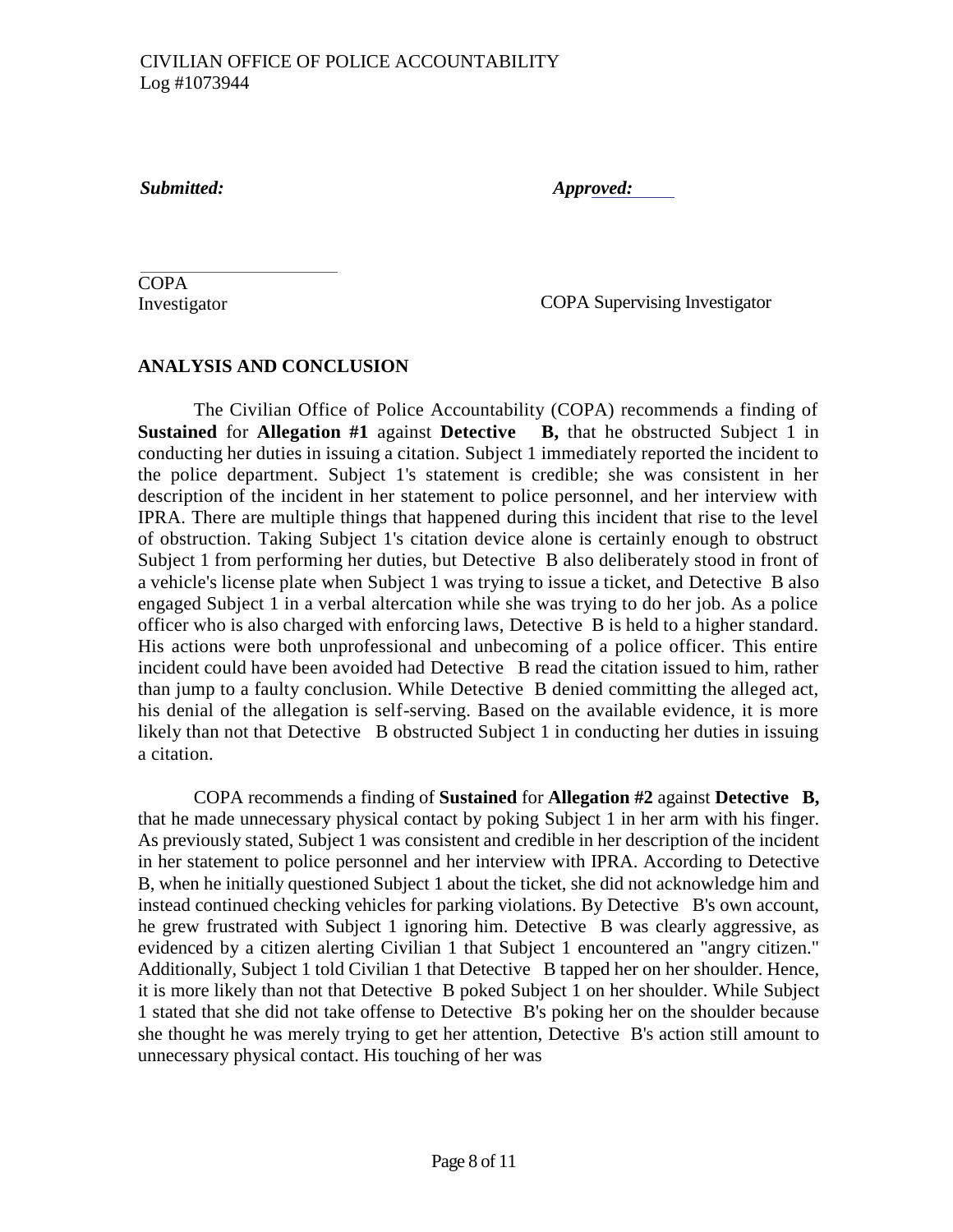*Submitted:* *Approved:*

COPA Investigator

COPA Supervising Investigator

## ANALYSIS AND CONCLUSION

The Civilian Office of Police Accountability (COPA) recommends a finding of **Sustained** for **Allegation #1** against **Detective B,** that he obstructed Subject 1 in conducting her duties in issuing a citation. Subject 1 immediately reported the incident to the police department. Subject 1's statement is credible; she was consistent in her description of the incident in her statement to police personnel, and her interview with IPRA. There are multiple things that happened during this incident that rise to the level of obstruction. Taking Subject 1's citation device alone is certainly enough to obstruct Subject 1 from performing her duties, but Detective B also deliberately stood in front of a vehicle's license plate when Subject 1 was trying to issue a ticket, and Detective B also engaged Subject 1 in a verbal altercation while she was trying to do her job. As a police officer who is also charged with enforcing laws, Detective B is held to a higher standard. His actions were both unprofessional and unbecoming of a police officer. This entire incident could have been avoided had Detective B read the citation issued to him, rather than jump to a faulty conclusion. While Detective B denied committing the alleged act, his denial of the allegation is self-serving. Based on the available evidence, it is more likely than not that Detective B obstructed Subject 1 in conducting her duties in issuing a citation.

COPA recommends a finding of **Sustained** for **Allegation #2** against **Detective B,** that he made unnecessary physical contact by poking Subject 1 in her arm with his finger. As previously stated, Subject 1 was consistent and credible in her description of the incident in her statement to police personnel and her interview with IPRA. According to Detective B, when he initially questioned Subject 1 about the ticket, she did not acknowledge him and instead continued checking vehicles for parking violations. By Detective B's own account, he grew frustrated with Subject 1 ignoring him. Detective B was clearly aggressive, as evidenced by a citizen alerting Civilian 1 that Subject 1 encountered an "angry citizen." Additionally, Subject 1 told Civilian 1 that Detective B tapped her on her shoulder. Hence, it is more likely than not that Detective B poked Subject 1 on her shoulder. While Subject 1 stated that she did not take offense to Detective B's poking her on the shoulder because she thought he was merely trying to get her attention, Detective B's action still amount to unnecessary physical contact. His touching of her was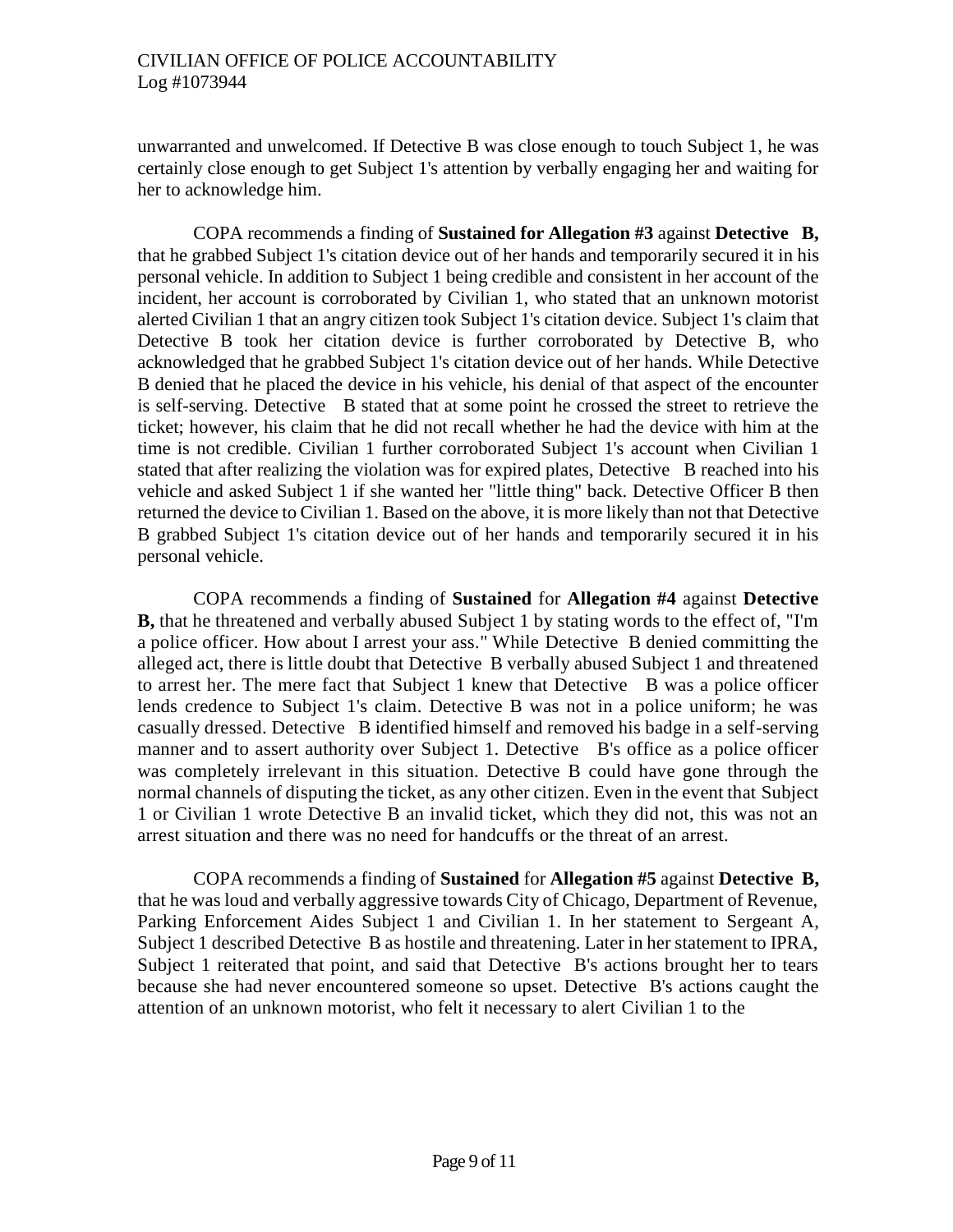unwarranted and unwelcomed. If Detective B was close enough to touch Subject 1, he was certainly close enough to get Subject 1's attention by verbally engaging her and waiting for her to acknowledge him.

COPA recommends a finding of **Sustained for Allegation #3** against **Detective B,** that he grabbed Subject 1's citation device out of her hands and temporarily secured it in his personal vehicle. In addition to Subject 1 being credible and consistent in her account of the incident, her account is corroborated by Civilian 1, who stated that an unknown motorist alerted Civilian 1 that an angry citizen took Subject 1's citation device. Subject 1's claim that Detective B took her citation device is further corroborated by Detective B, who acknowledged that he grabbed Subject 1's citation device out of her hands. While Detective B denied that he placed the device in his vehicle, his denial of that aspect of the encounter is self-serving. Detective B stated that at some point he crossed the street to retrieve the ticket; however, his claim that he did not recall whether he had the device with him at the time is not credible. Civilian 1 further corroborated Subject 1's account when Civilian 1 stated that after realizing the violation was for expired plates, Detective B reached into his vehicle and asked Subject 1 if she wanted her "little thing" back. Detective Officer B then returned the device to Civilian 1. Based on the above, it is more likely than not that Detective B grabbed Subject 1's citation device out of her hands and temporarily secured it in his personal vehicle.

COPA recommends a finding of **Sustained** for **Allegation #4** against **Detective B,** that he threatened and verbally abused Subject 1 by stating words to the effect of, "I'm a police officer. How about I arrest your ass." While Detective B denied committing the alleged act, there is little doubt that Detective B verbally abused Subject 1 and threatened to arrest her. The mere fact that Subject 1 knew that Detective B was a police officer lends credence to Subject 1's claim. Detective B was not in a police uniform; he was casually dressed. Detective B identified himself and removed his badge in a self-serving manner and to assert authority over Subject 1. Detective B's office as a police officer was completely irrelevant in this situation. Detective B could have gone through the normal channels of disputing the ticket, as any other citizen. Even in the event that Subject 1 or Civilian 1 wrote Detective B an invalid ticket, which they did not, this was not an arrest situation and there was no need for handcuffs or the threat of an arrest.

COPA recommends a finding of **Sustained** for **Allegation #5** against **Detective B,** that he was loud and verbally aggressive towards City of Chicago, Department of Revenue, Parking Enforcement Aides Subject 1 and Civilian 1. In her statement to Sergeant A, Subject 1 described Detective B as hostile and threatening. Later in her statement to IPRA, Subject 1 reiterated that point, and said that Detective B's actions brought her to tears because she had never encountered someone so upset. Detective B's actions caught the attention of an unknown motorist, who felt it necessary to alert Civilian 1 to the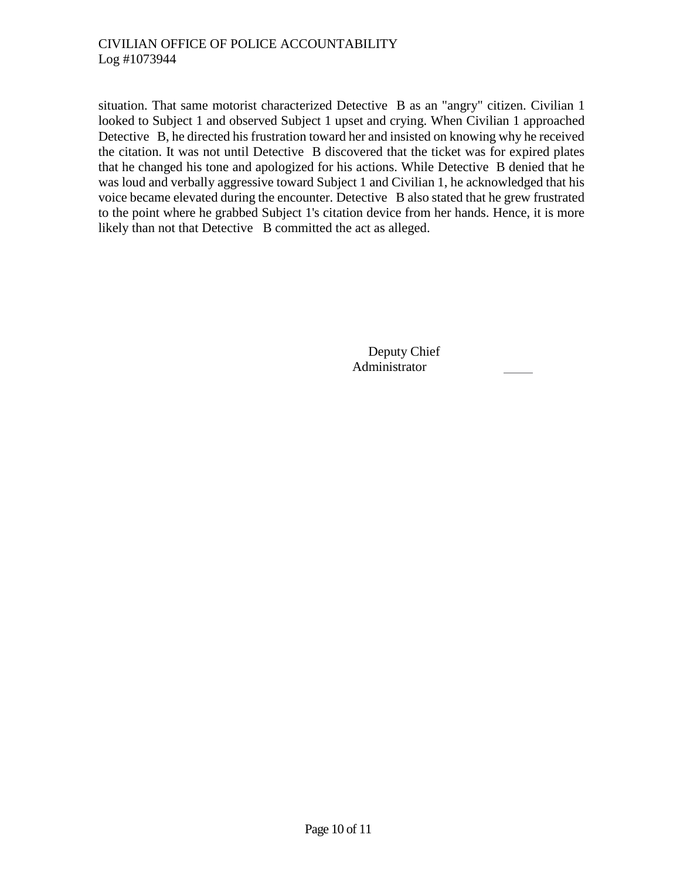situation. That same motorist characterized Detective B as an "angry" citizen. Civilian 1 looked to Subject 1 and observed Subject 1 upset and crying. When Civilian 1 approached Detective B, he directed his frustration toward her and insisted on knowing why he received the citation. It was not until Detective B discovered that the ticket was for expired plates that he changed his tone and apologized for his actions. While Detective B denied that he was loud and verbally aggressive toward Subject 1 and Civilian 1, he acknowledged that his voice became elevated during the encounter. Detective B also stated that he grew frustrated to the point where he grabbed Subject 1's citation device from her hands. Hence, it is more likely than not that Detective B committed the act as alleged.

Deputy Chief
Administrator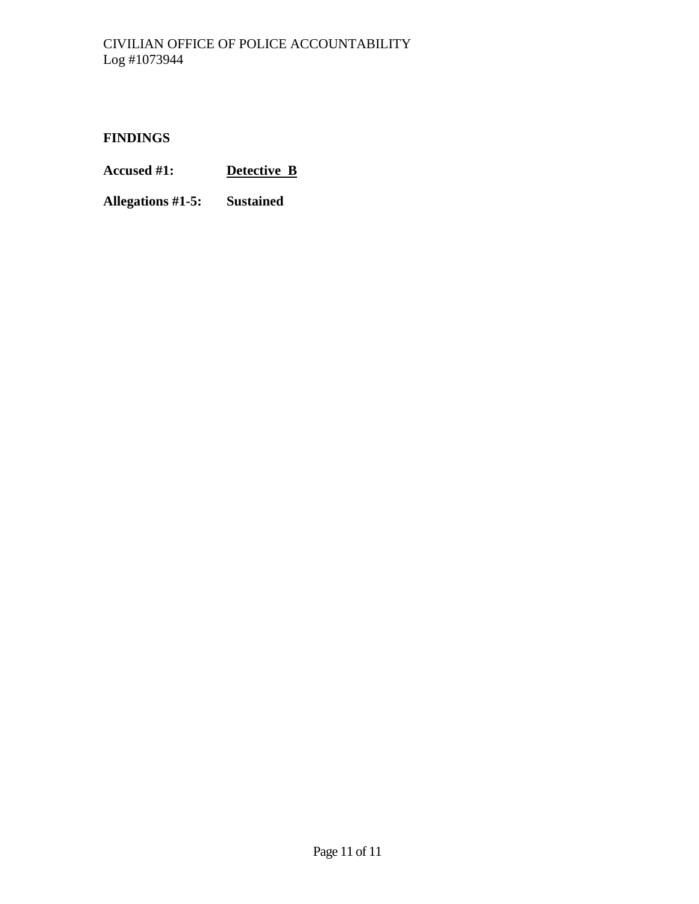## FINDINGS

**Accused #1:** **Detective B**

**Allegations #1-5:** **Sustained**